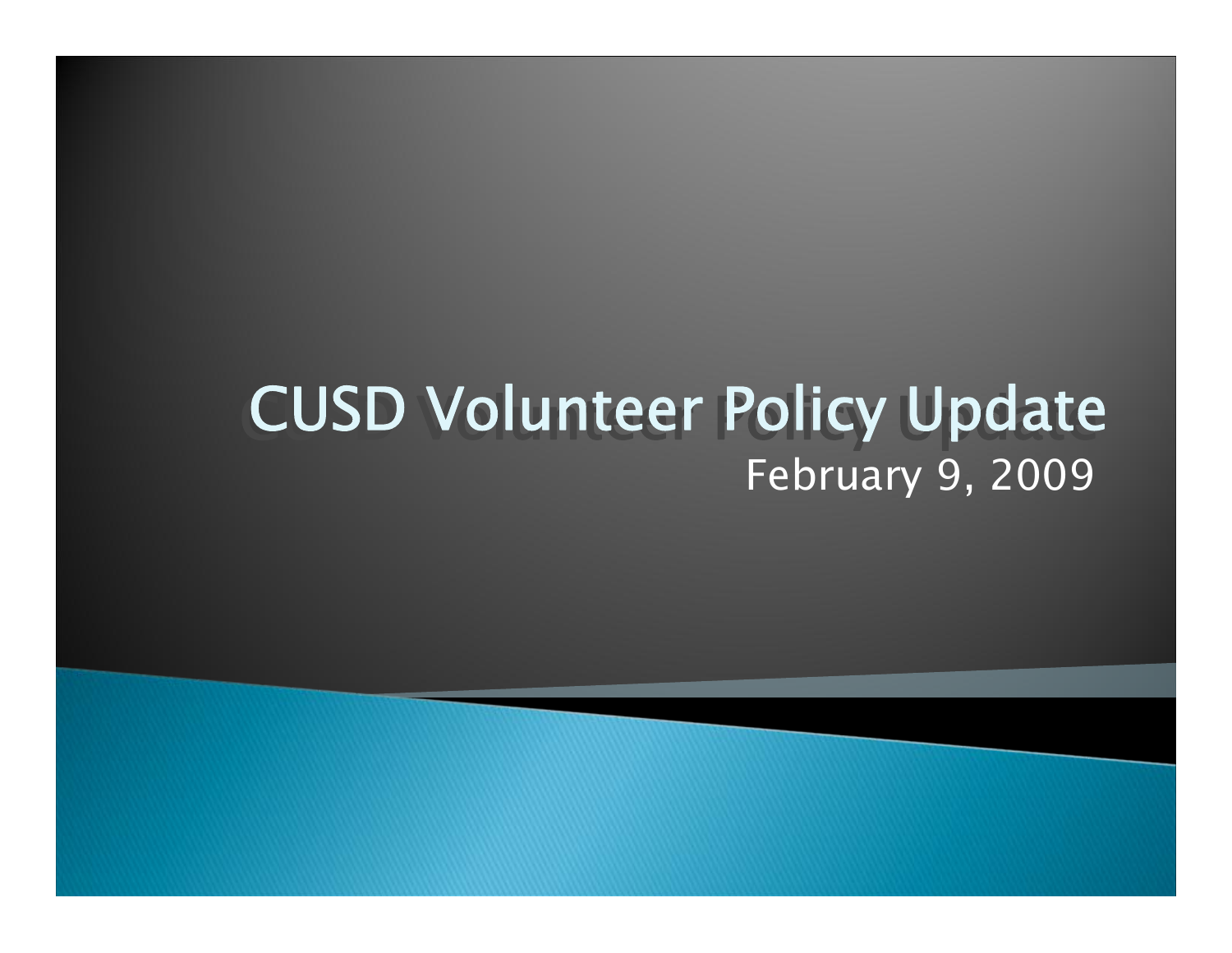# CUSD Volunteer Policy Update

February 9, 2009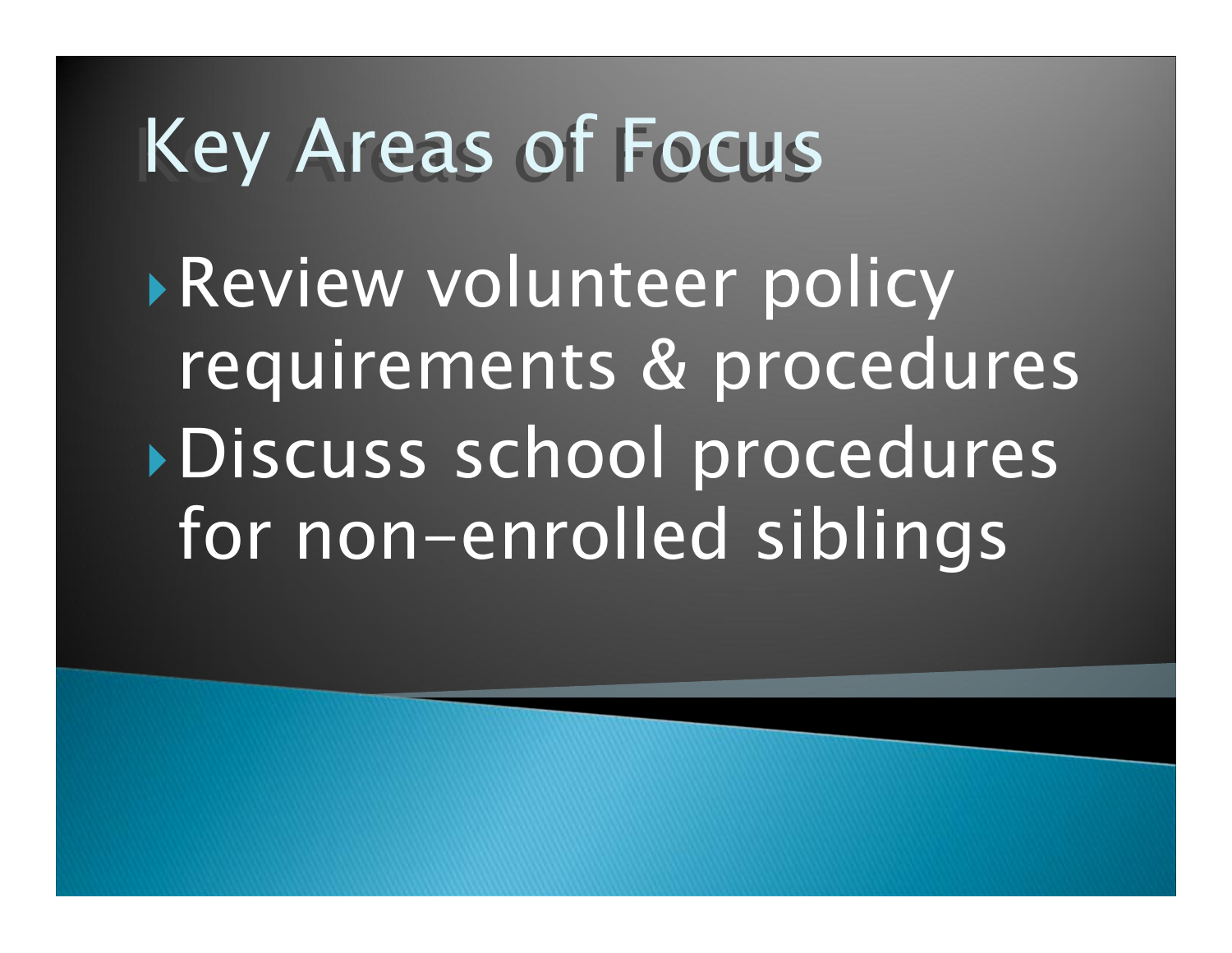# Key Areas of Focus

- Review volunteer policy requirements & procedures
- Discuss school procedures for non-enrolled siblings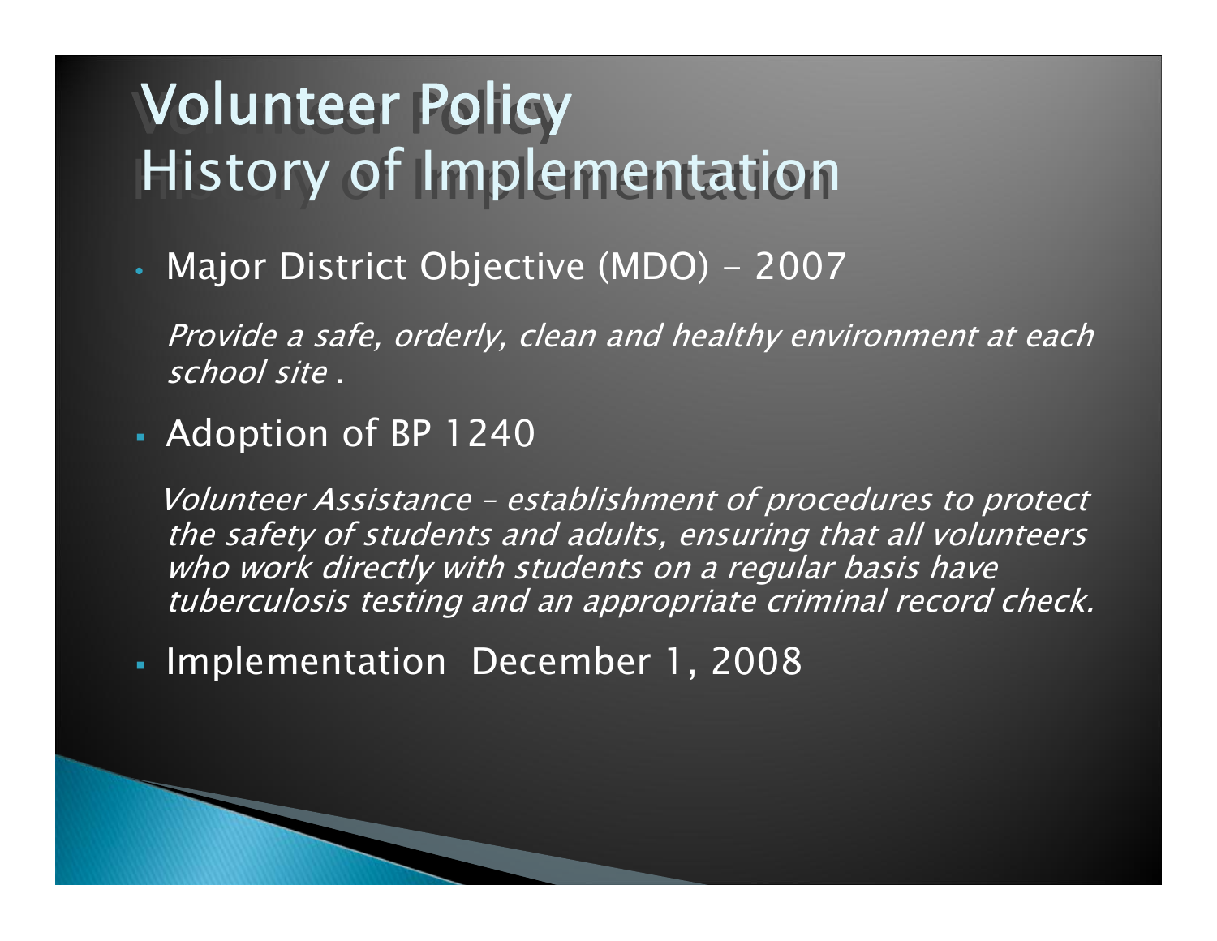# Volunteer Policy
# History of Implementation

- Major District Objective (MDO) - 2007

  *Provide a safe, orderly, clean and healthy environment at each school site .*

- Adoption of BP 1240

  *Volunteer Assistance – establishment of procedures to protect the safety of students and adults, ensuring that all volunteers who work directly with students on a regular basis have tuberculosis testing and an appropriate criminal record check.*

- Implementation December 1, 2008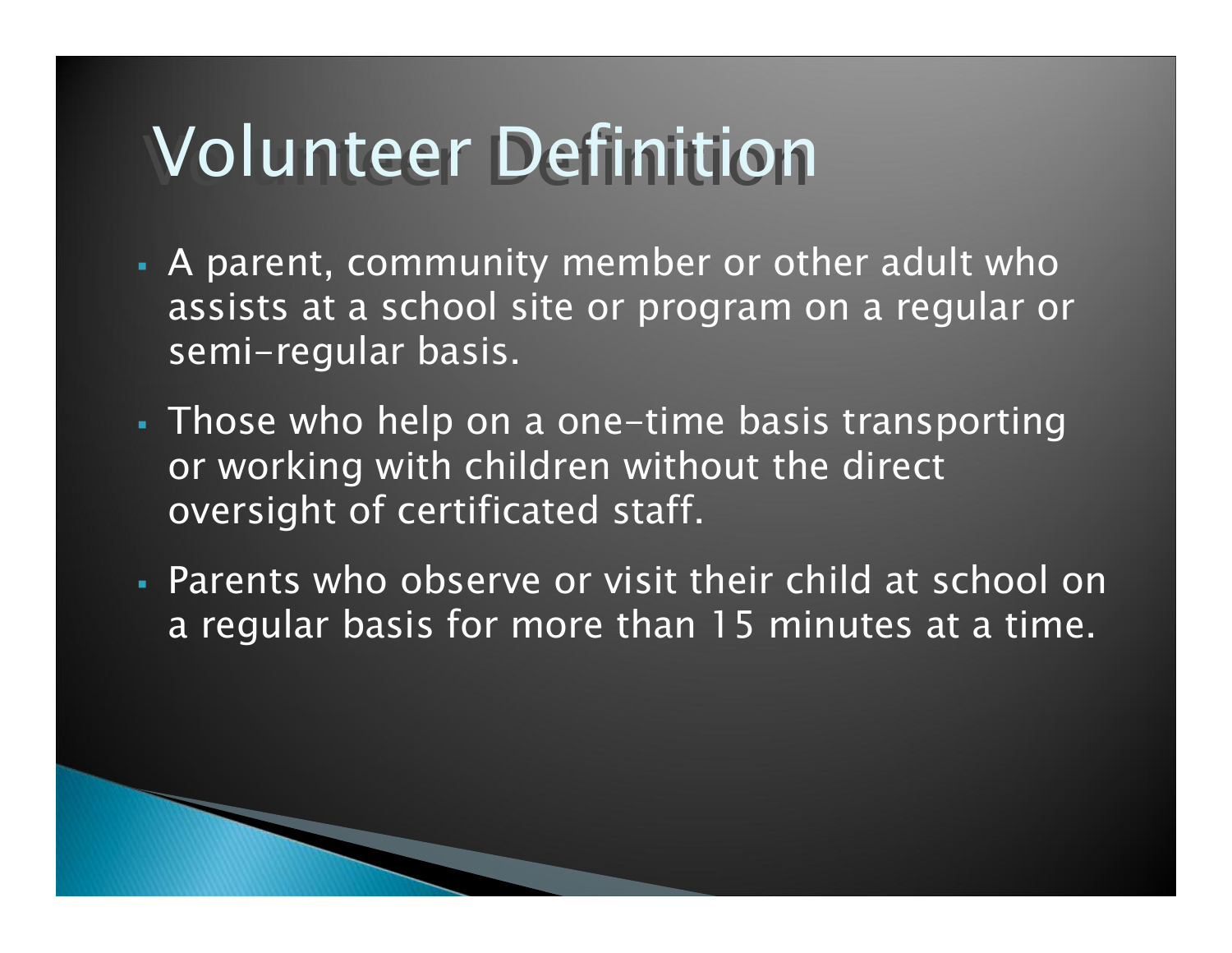# Volunteer Definition

- A parent, community member or other adult who assists at a school site or program on a regular or semi-regular basis.
- Those who help on a one-time basis transporting or working with children without the direct oversight of certificated staff.
- Parents who observe or visit their child at school on a regular basis for more than 15 minutes at a time.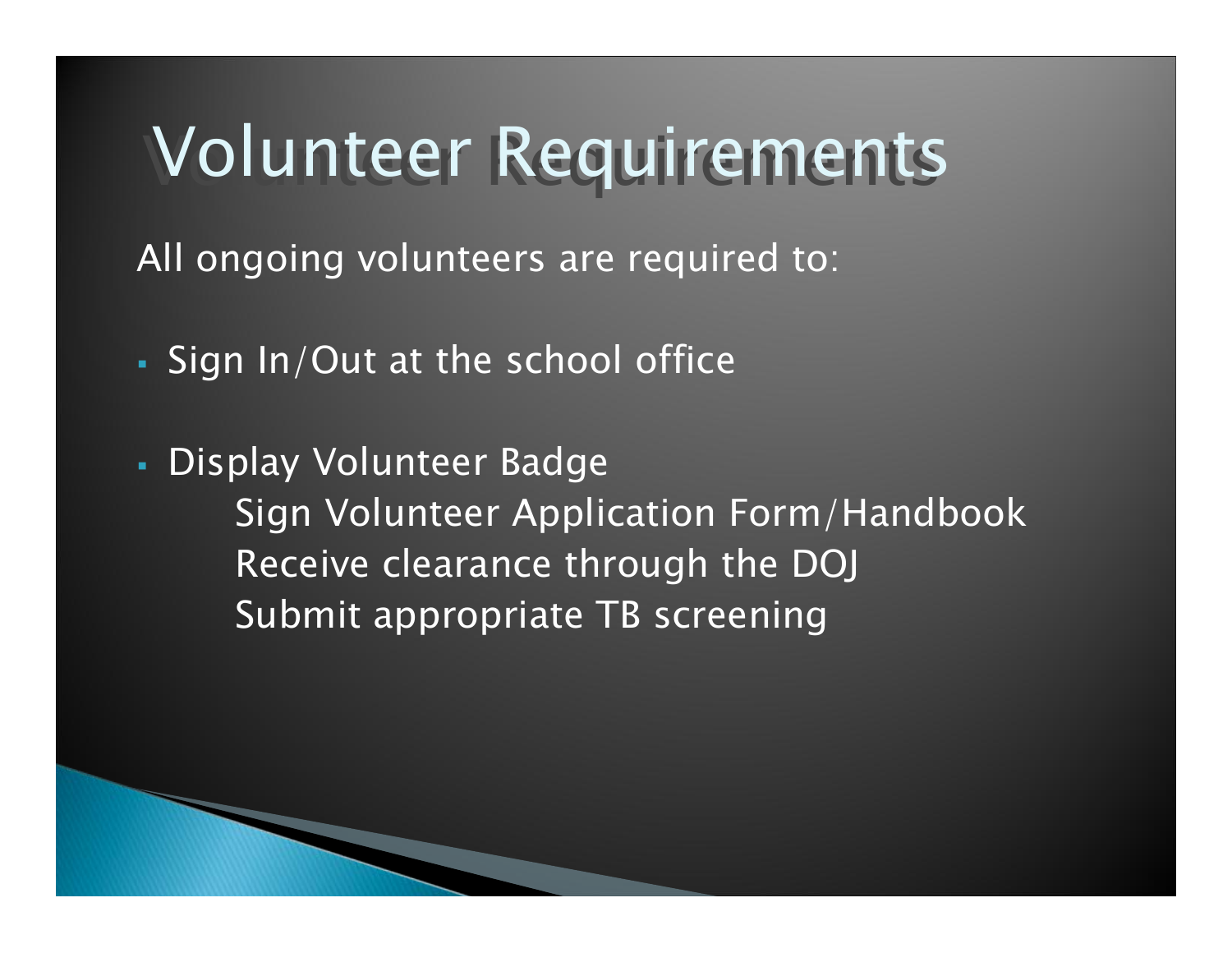# Volunteer Requirements

All ongoing volunteers are required to:

- Sign In/Out at the school office
- Display Volunteer Badge
  Sign Volunteer Application Form/Handbook
  Receive clearance through the DOJ
  Submit appropriate TB screening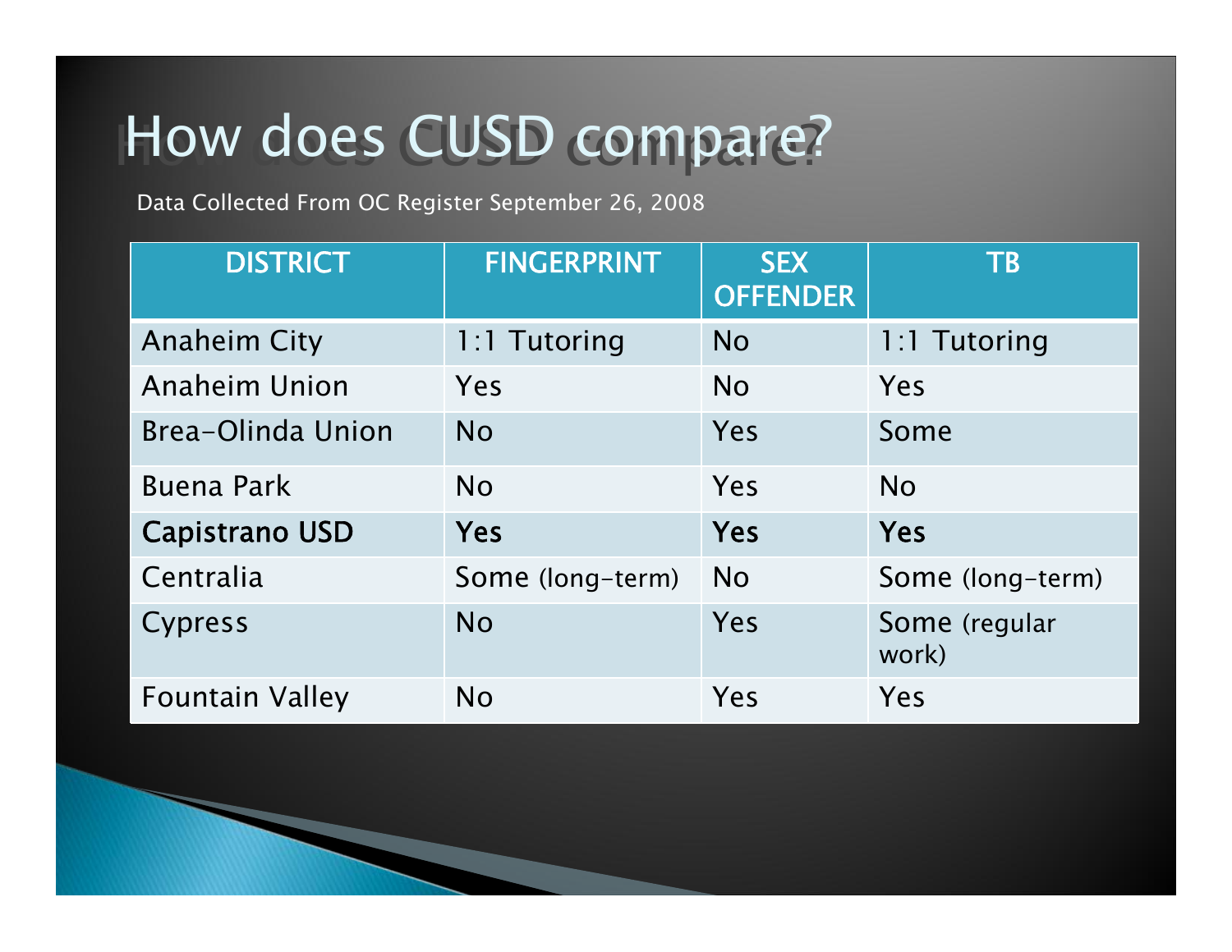# How does CUSD compare?

Data Collected From OC Register September 26, 2008

| DISTRICT | FINGERPRINT | SEX OFFENDER | TB |
|---|---|---|---|
| Anaheim City | 1:1 Tutoring | No | 1:1 Tutoring |
| Anaheim Union | Yes | No | Yes |
| Brea-Olinda Union | No | Yes | Some |
| Buena Park | No | Yes | No |
| **Capistrano USD** | **Yes** | **Yes** | **Yes** |
| Centralia | Some (long-term) | No | Some (long-term) |
| Cypress | No | Yes | Some (regular work) |
| Fountain Valley | No | Yes | Yes |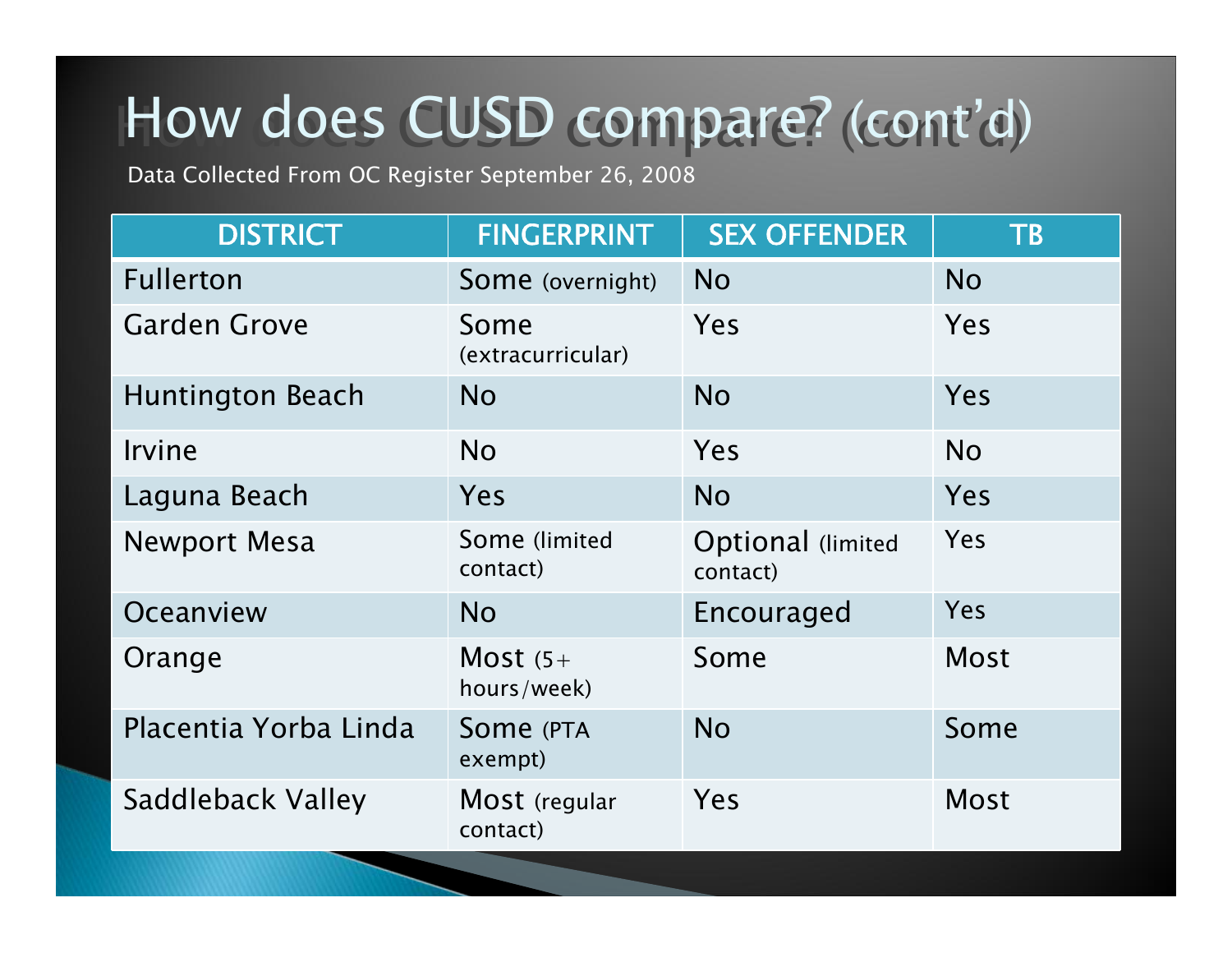# How does CUSD compare? (cont'd)

Data Collected From OC Register September 26, 2008

| DISTRICT | FINGERPRINT | SEX OFFENDER | TB |
|---|---|---|---|
| Fullerton | Some (overnight) | No | No |
| Garden Grove | Some (extracurricular) | Yes | Yes |
| Huntington Beach | No | No | Yes |
| Irvine | No | Yes | No |
| Laguna Beach | Yes | No | Yes |
| Newport Mesa | Some (limited contact) | Optional (limited contact) | Yes |
| Oceanview | No | Encouraged | Yes |
| Orange | Most (5+ hours/week) | Some | Most |
| Placentia Yorba Linda | Some (PTA exempt) | No | Some |
| Saddleback Valley | Most (regular contact) | Yes | Most |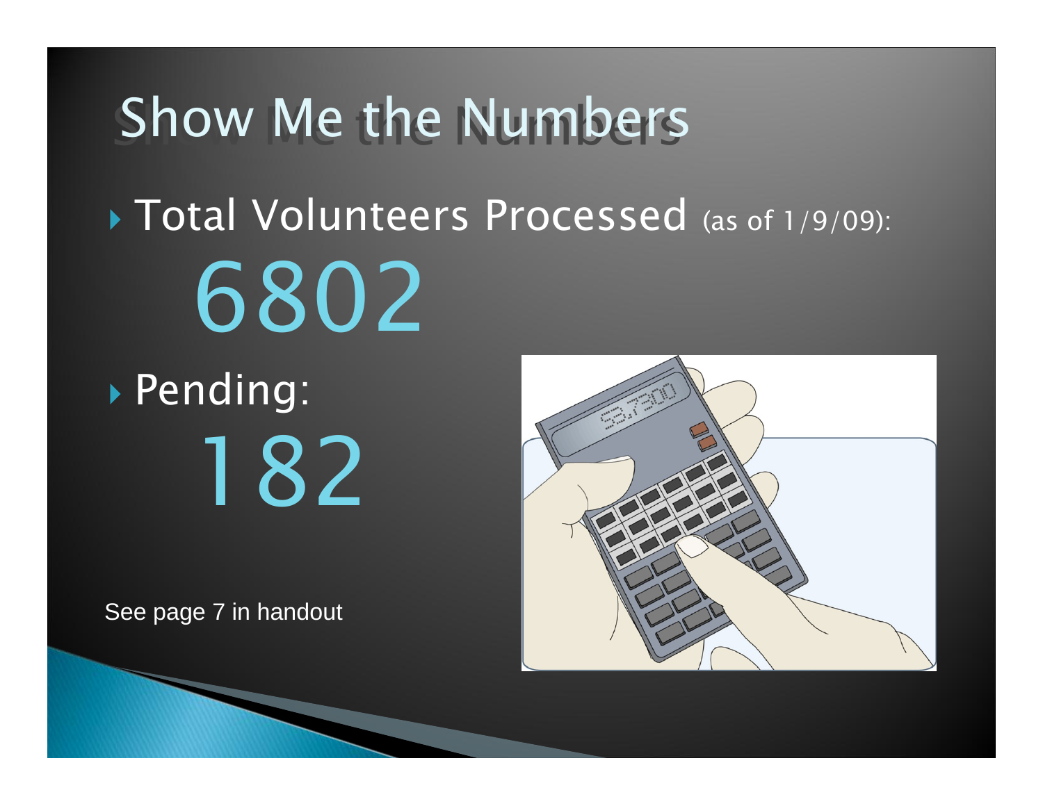# Show Me the Numbers

- Total Volunteers Processed (as of 1/9/09):

  6802

- Pending:

  182

See page 7 in handout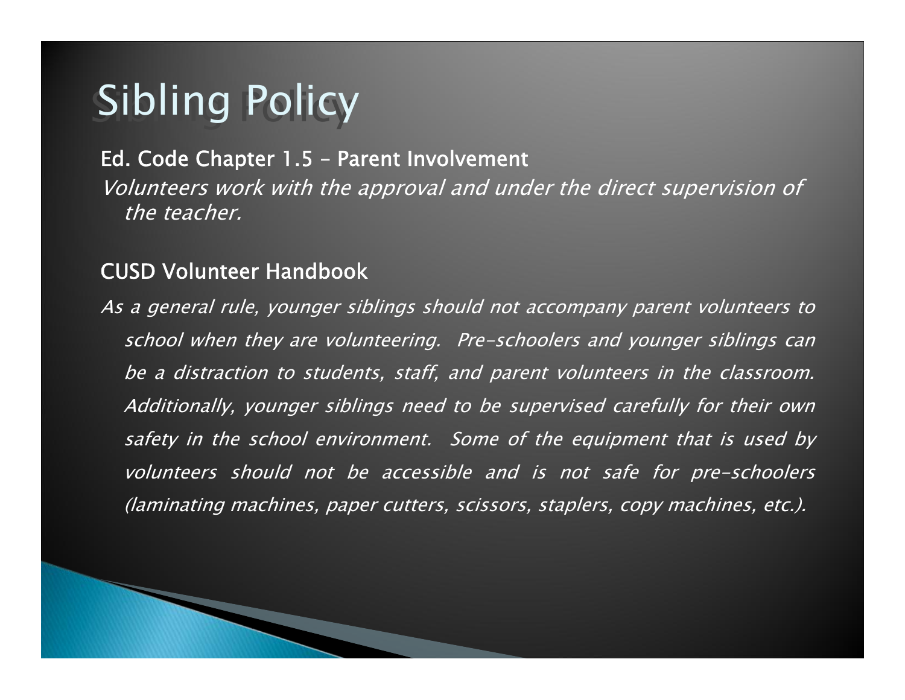# Sibling Policy

**Ed. Code Chapter 1.5 – Parent Involvement**

*Volunteers work with the approval and under the direct supervision of the teacher.*

**CUSD Volunteer Handbook**

*As a general rule, younger siblings should not accompany parent volunteers to school when they are volunteering. Pre-schoolers and younger siblings can be a distraction to students, staff, and parent volunteers in the classroom. Additionally, younger siblings need to be supervised carefully for their own safety in the school environment. Some of the equipment that is used by volunteers should not be accessible and is not safe for pre-schoolers (laminating machines, paper cutters, scissors, staplers, copy machines, etc.).*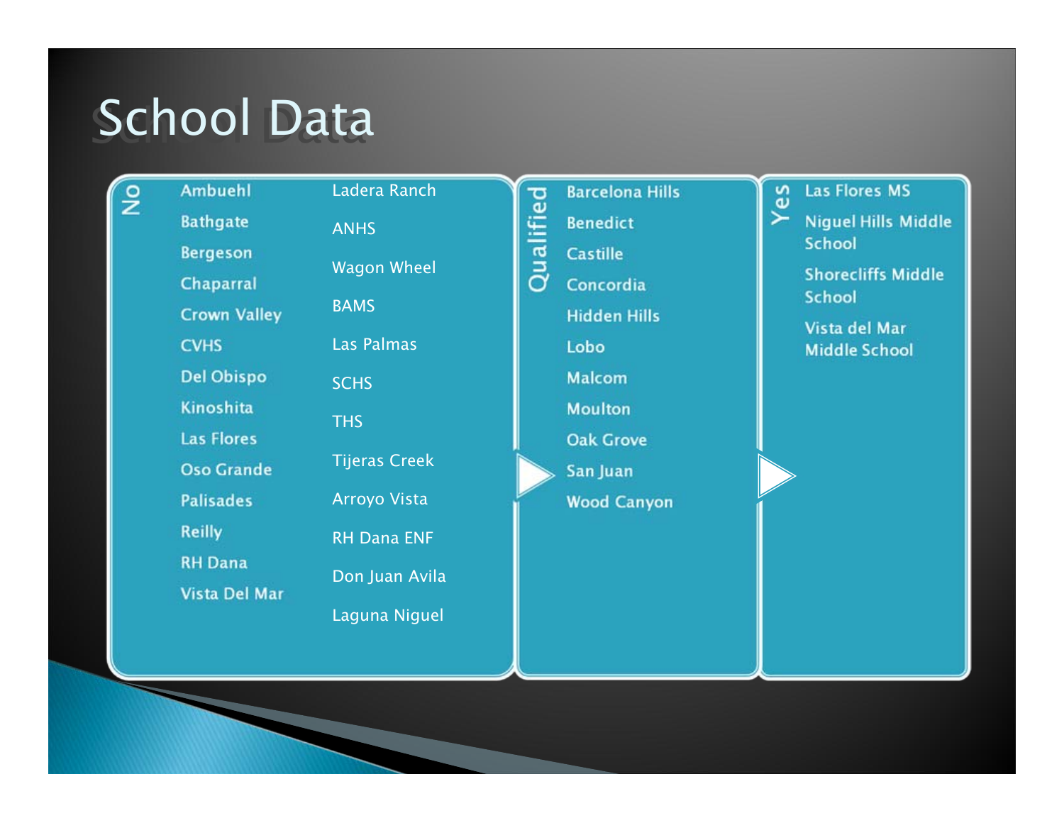# School Data

## No

- Ambuehl
- Bathgate
- Bergeson
- Chaparral
- Crown Valley
- CVHS
- Del Obispo
- Kinoshita
- Las Flores
- Oso Grande
- Palisades
- Reilly
- RH Dana
- Vista Del Mar
- Ladera Ranch
- ANHS
- Wagon Wheel
- BAMS
- Las Palmas
- SCHS
- THS
- Tijeras Creek
- Arroyo Vista
- RH Dana ENF
- Don Juan Avila
- Laguna Niguel

## Qualified

- Barcelona Hills
- Benedict
- Castille
- Concordia
- Hidden Hills
- Lobo
- Malcom
- Moulton
- Oak Grove
- San Juan
- Wood Canyon

## Yes

- Las Flores MS
- Niguel Hills Middle School
- Shorecliffs Middle School
- Vista del Mar Middle School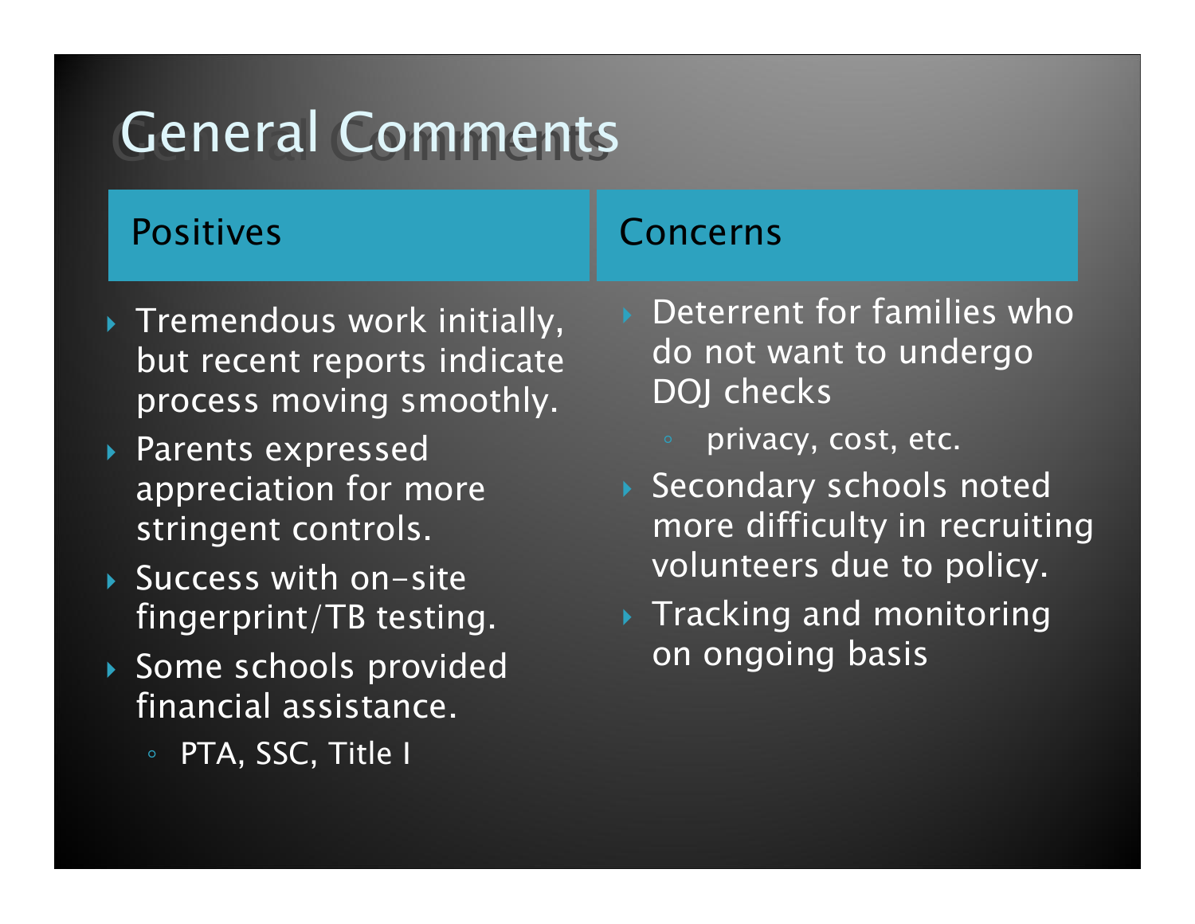# General Comments

## Positives

- Tremendous work initially, but recent reports indicate process moving smoothly.
- Parents expressed appreciation for more stringent controls.
- Success with on-site fingerprint/TB testing.
- Some schools provided financial assistance.
  - PTA, SSC, Title I

## Concerns

- Deterrent for families who do not want to undergo DOJ checks
  - privacy, cost, etc.
- Secondary schools noted more difficulty in recruiting volunteers due to policy.
- Tracking and monitoring on ongoing basis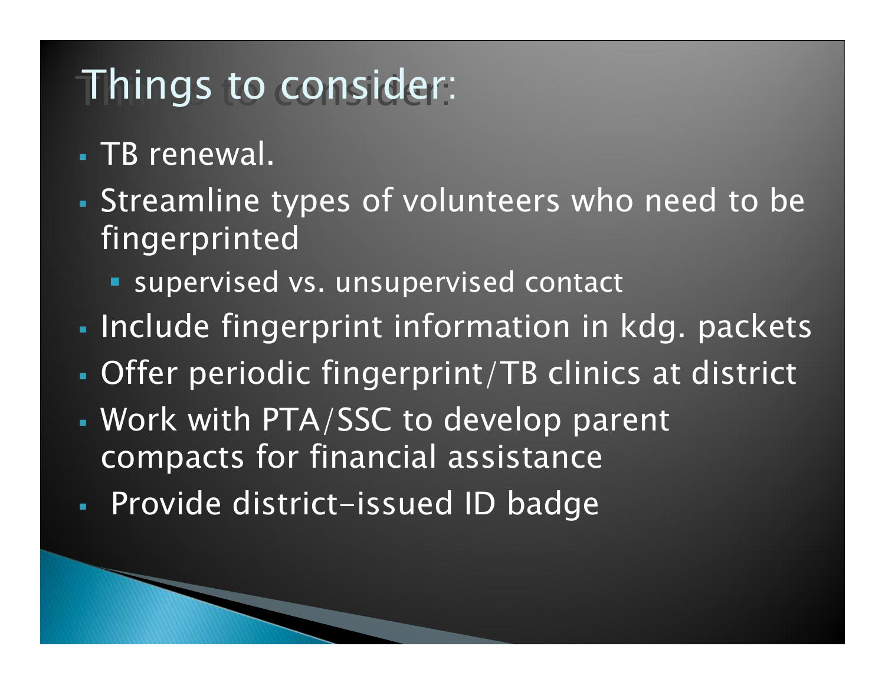# Things to consider:

- TB renewal.
- Streamline types of volunteers who need to be fingerprinted
  - supervised vs. unsupervised contact
- Include fingerprint information in kdg. packets
- Offer periodic fingerprint/TB clinics at district
- Work with PTA/SSC to develop parent compacts for financial assistance
- Provide district-issued ID badge